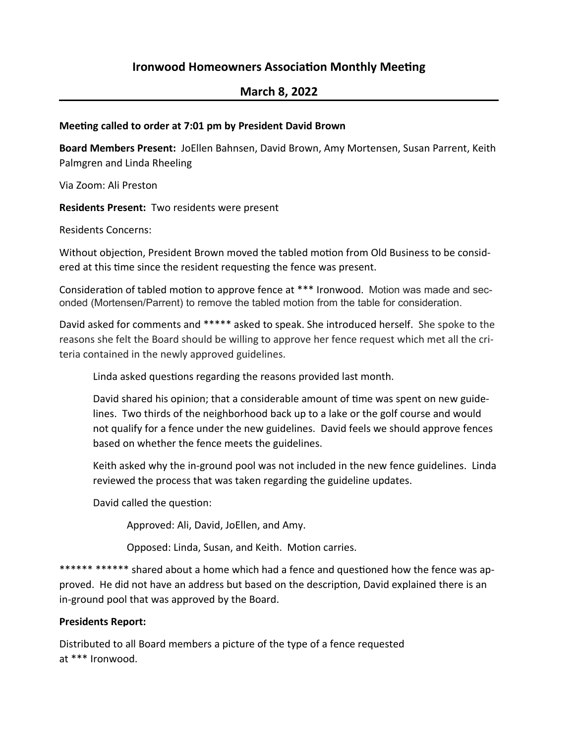## Ironwood Homeowners Association Monthly Meeting

## March 8, 2022

**Meeting called to order at 7:01 pm by President David Brown**

**Board Members Present:** JoEllen Bahnsen, David Brown, Amy Mortensen, Susan Parrent, Keith Palmgren and Linda Rheeling

Via Zoom: Ali Preston

**Residents Present:** Two residents were present

Residents Concerns:

Without objection, President Brown moved the tabled motion from Old Business to be considered at this time since the resident requesting the fence was present.

Consideration of tabled motion to approve fence at *** Ironwood. Motion was made and seconded (Mortensen/Parrent) to remove the tabled motion from the table for consideration.

David asked for comments and ***** asked to speak. She introduced herself. She spoke to the reasons she felt the Board should be willing to approve her fence request which met all the criteria contained in the newly approved guidelines.

> Linda asked questions regarding the reasons provided last month.
>
> David shared his opinion; that a considerable amount of time was spent on new guidelines. Two thirds of the neighborhood back up to a lake or the golf course and would not qualify for a fence under the new guidelines. David feels we should approve fences based on whether the fence meets the guidelines.
>
> Keith asked why the in-ground pool was not included in the new fence guidelines. Linda reviewed the process that was taken regarding the guideline updates.
>
> David called the question:
>
> > Approved: Ali, David, JoEllen, and Amy.
> >
> > Opposed: Linda, Susan, and Keith. Motion carries.

****** ****** shared about a home which had a fence and questioned how the fence was approved. He did not have an address but based on the description, David explained there is an in-ground pool that was approved by the Board.

**Presidents Report:**

Distributed to all Board members a picture of the type of a fence requested at *** Ironwood.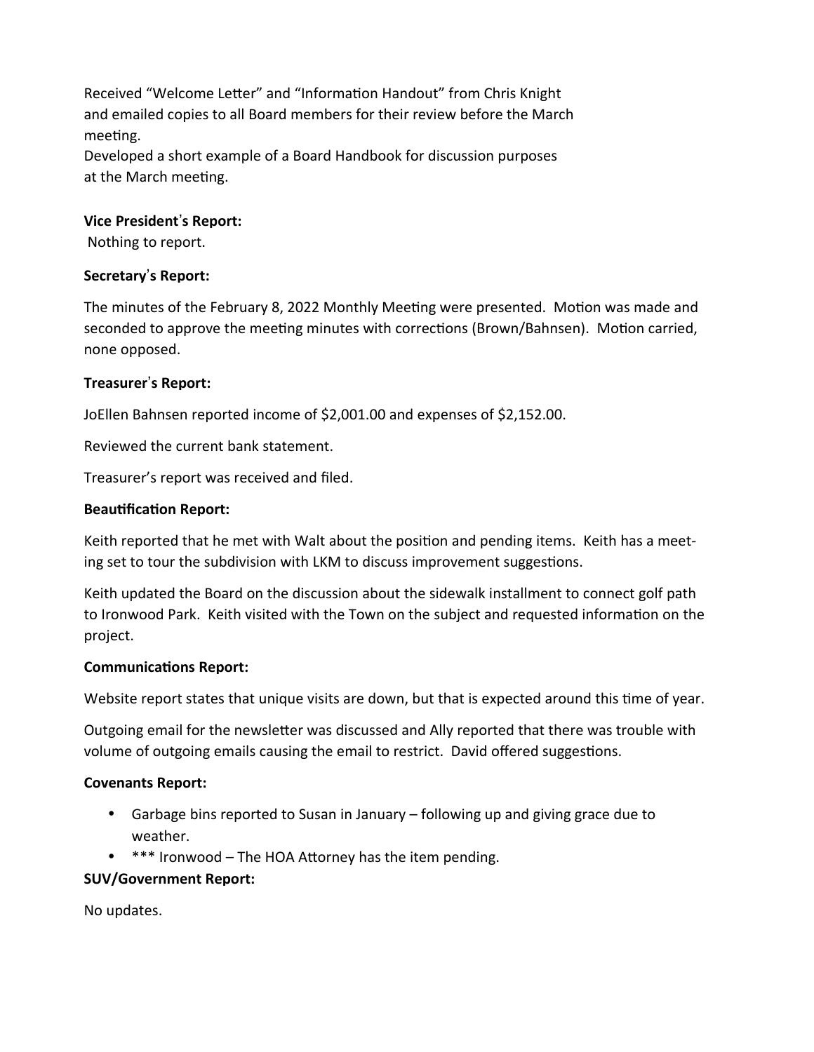Received "Welcome Letter" and "Information Handout" from Chris Knight and emailed copies to all Board members for their review before the March meeting.
Developed a short example of a Board Handbook for discussion purposes at the March meeting.

**Vice President's Report:**
Nothing to report.

**Secretary's Report:**

The minutes of the February 8, 2022 Monthly Meeting were presented. Motion was made and seconded to approve the meeting minutes with corrections (Brown/Bahnsen). Motion carried, none opposed.

**Treasurer's Report:**

JoEllen Bahnsen reported income of $2,001.00 and expenses of $2,152.00.

Reviewed the current bank statement.

Treasurer's report was received and filed.

**Beautification Report:**

Keith reported that he met with Walt about the position and pending items. Keith has a meeting set to tour the subdivision with LKM to discuss improvement suggestions.

Keith updated the Board on the discussion about the sidewalk installment to connect golf path to Ironwood Park. Keith visited with the Town on the subject and requested information on the project.

**Communications Report:**

Website report states that unique visits are down, but that is expected around this time of year.

Outgoing email for the newsletter was discussed and Ally reported that there was trouble with volume of outgoing emails causing the email to restrict. David offered suggestions.

**Covenants Report:**

- Garbage bins reported to Susan in January – following up and giving grace due to weather.
- *** Ironwood – The HOA Attorney has the item pending.

**SUV/Government Report:**

No updates.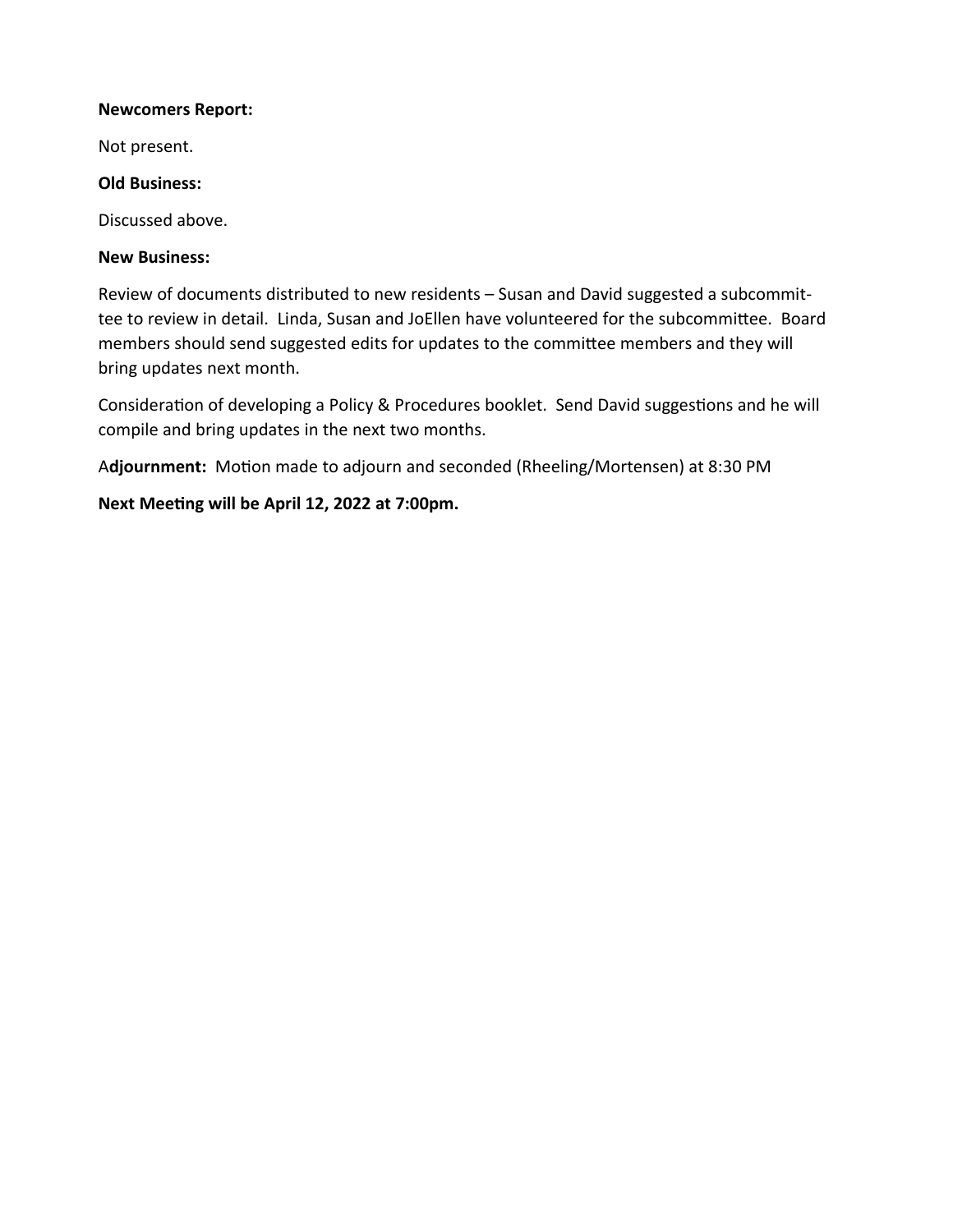**Newcomers Report:**

Not present.

**Old Business:**

Discussed above.

**New Business:**

Review of documents distributed to new residents – Susan and David suggested a subcommittee to review in detail. Linda, Susan and JoEllen have volunteered for the subcommittee. Board members should send suggested edits for updates to the committee members and they will bring updates next month.

Consideration of developing a Policy & Procedures booklet. Send David suggestions and he will compile and bring updates in the next two months.

A**djournment:** Motion made to adjourn and seconded (Rheeling/Mortensen) at 8:30 PM

**Next Meeting will be April 12, 2022 at 7:00pm.**